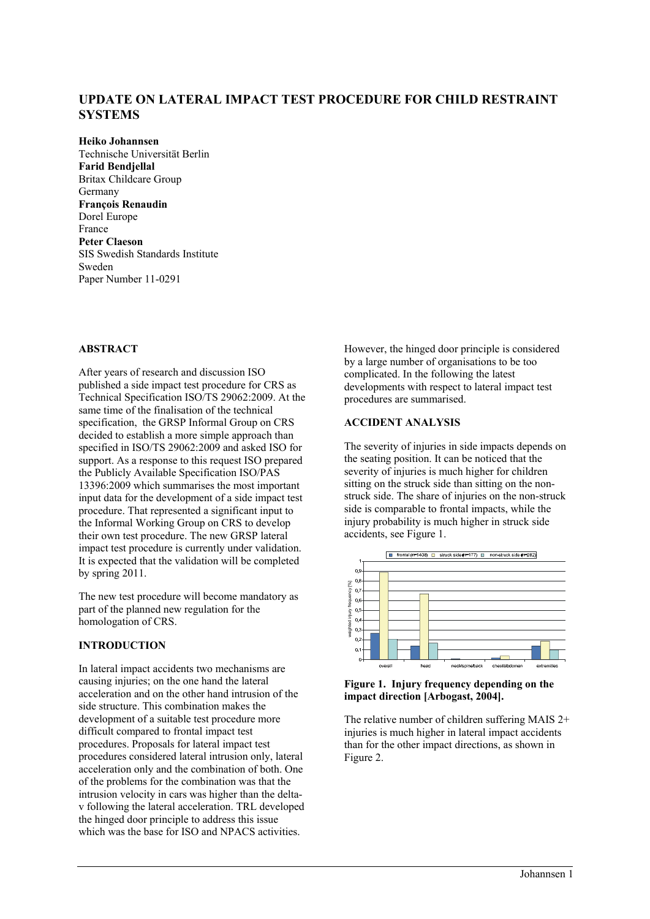# UPDATE ON LATERAL IMPACT TEST PROCEDURE FOR CHILD RESTRAINT SYSTEMS

**Heiko Johannsen**
Technische Universität Berlin
**Farid Bendjellal**
Britax Childcare Group
Germany
**François Renaudin**
Dorel Europe
France
**Peter Claeson**
SIS Swedish Standards Institute
Sweden
Paper Number 11-0291

## ABSTRACT

After years of research and discussion ISO published a side impact test procedure for CRS as Technical Specification ISO/TS 29062:2009. At the same time of the finalisation of the technical specification, the GRSP Informal Group on CRS decided to establish a more simple approach than specified in ISO/TS 29062:2009 and asked ISO for support. As a response to this request ISO prepared the Publicly Available Specification ISO/PAS 13396:2009 which summarises the most important input data for the development of a side impact test procedure. That represented a significant input to the Informal Working Group on CRS to develop their own test procedure. The new GRSP lateral impact test procedure is currently under validation. It is expected that the validation will be completed by spring 2011.

The new test procedure will become mandatory as part of the planned new regulation for the homologation of CRS.

## INTRODUCTION

In lateral impact accidents two mechanisms are causing injuries; on the one hand the lateral acceleration and on the other hand intrusion of the side structure. This combination makes the development of a suitable test procedure more difficult compared to frontal impact test procedures. Proposals for lateral impact test procedures considered lateral intrusion only, lateral acceleration only and the combination of both. One of the problems for the combination was that the intrusion velocity in cars was higher than the delta-v following the lateral acceleration. TRL developed the hinged door principle to address this issue which was the base for ISO and NPACS activities. However, the hinged door principle is considered by a large number of organisations to be too complicated. In the following the latest developments with respect to lateral impact test procedures are summarised.

## ACCIDENT ANALYSIS

The severity of injuries in side impacts depends on the seating position. It can be noticed that the severity of injuries is much higher for children sitting on the struck side than sitting on the non-struck side. The share of injuries on the non-struck side is comparable to frontal impacts, while the injury probability is much higher in struck side accidents, see Figure 1.

**Figure 1. Injury frequency depending on the impact direction [Arbogast, 2004].**

The relative number of children suffering MAIS 2+ injuries is much higher in lateral impact accidents than for the other impact directions, as shown in Figure 2.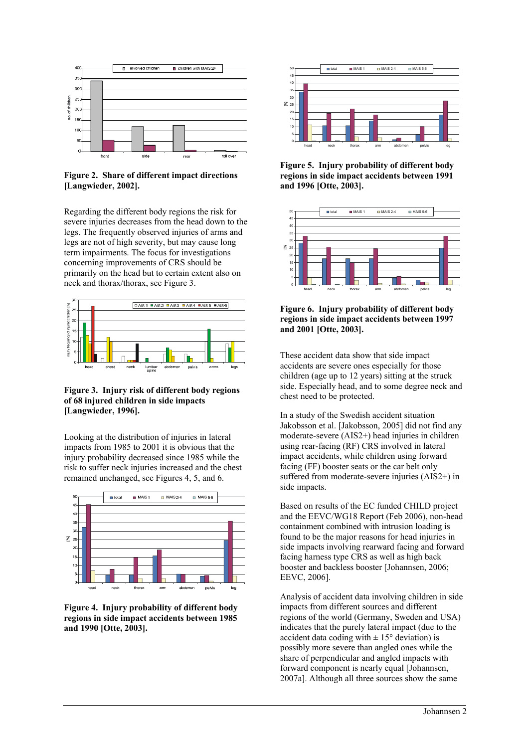**Figure 2. Share of different impact directions [Langwieder, 2002].**

Regarding the different body regions the risk for severe injuries decreases from the head down to the legs. The frequently observed injuries of arms and legs are not of high severity, but may cause long term impairments. The focus for investigations concerning improvements of CRS should be primarily on the head but to certain extent also on neck and thorax/thorax, see Figure 3.

**Figure 3. Injury risk of different body regions of 68 injured children in side impacts [Langwieder, 1996].**

Looking at the distribution of injuries in lateral impacts from 1985 to 2001 it is obvious that the injury probability decreased since 1985 while the risk to suffer neck injuries increased and the chest remained unchanged, see Figures 4, 5, and 6.

**Figure 4. Injury probability of different body regions in side impact accidents between 1985 and 1990 [Otte, 2003].**

**Figure 5. Injury probability of different body regions in side impact accidents between 1991 and 1996 [Otte, 2003].**

**Figure 6. Injury probability of different body regions in side impact accidents between 1997 and 2001 [Otte, 2003].**

These accident data show that side impact accidents are severe ones especially for those children (age up to 12 years) sitting at the struck side. Especially head, and to some degree neck and chest need to be protected.

In a study of the Swedish accident situation Jakobsson et al. [Jakobsson, 2005] did not find any moderate-severe (AIS2+) head injuries in children using rear-facing (RF) CRS involved in lateral impact accidents, while children using forward facing (FF) booster seats or the car belt only suffered from moderate-severe injuries (AIS2+) in side impacts.

Based on results of the EC funded CHILD project and the EEVC/WG18 Report (Feb 2006), non-head containment combined with intrusion loading is found to be the major reasons for head injuries in side impacts involving rearward facing and forward facing harness type CRS as well as high back booster and backless booster [Johannsen, 2006; EEVC, 2006].

Analysis of accident data involving children in side impacts from different sources and different regions of the world (Germany, Sweden and USA) indicates that the purely lateral impact (due to the accident data coding with ± 15° deviation) is possibly more severe than angled ones while the share of perpendicular and angled impacts with forward component is nearly equal [Johannsen, 2007a]. Although all three sources show the same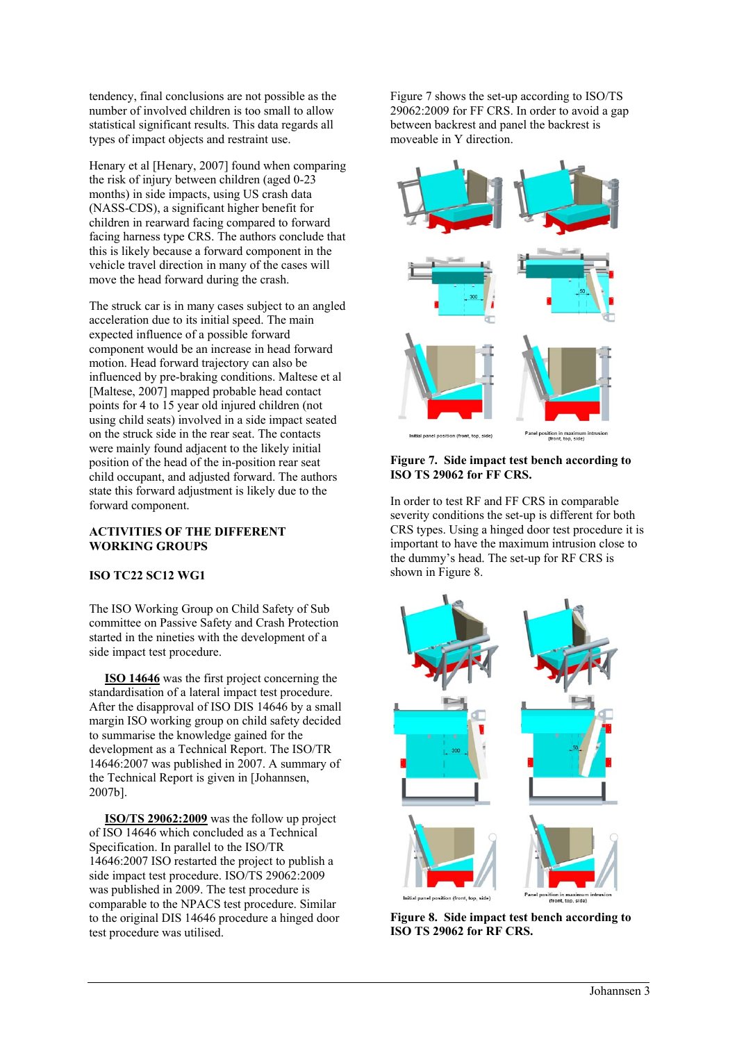tendency, final conclusions are not possible as the number of involved children is too small to allow statistical significant results. This data regards all types of impact objects and restraint use.

Henary et al [Henary, 2007] found when comparing the risk of injury between children (aged 0-23 months) in side impacts, using US crash data (NASS-CDS), a significant higher benefit for children in rearward facing compared to forward facing harness type CRS. The authors conclude that this is likely because a forward component in the vehicle travel direction in many of the cases will move the head forward during the crash.

The struck car is in many cases subject to an angled acceleration due to its initial speed. The main expected influence of a possible forward component would be an increase in head forward motion. Head forward trajectory can also be influenced by pre-braking conditions. Maltese et al [Maltese, 2007] mapped probable head contact points for 4 to 15 year old injured children (not using child seats) involved in a side impact seated on the struck side in the rear seat. The contacts were mainly found adjacent to the likely initial position of the head of the in-position rear seat child occupant, and adjusted forward. The authors state this forward adjustment is likely due to the forward component.

## ACTIVITIES OF THE DIFFERENT WORKING GROUPS

### ISO TC22 SC12 WG1

The ISO Working Group on Child Safety of Sub committee on Passive Safety and Crash Protection started in the nineties with the development of a side impact test procedure.

**ISO 14646** was the first project concerning the standardisation of a lateral impact test procedure. After the disapproval of ISO DIS 14646 by a small margin ISO working group on child safety decided to summarise the knowledge gained for the development as a Technical Report. The ISO/TR 14646:2007 was published in 2007. A summary of the Technical Report is given in [Johannsen, 2007b].

**ISO/TS 29062:2009** was the follow up project of ISO 14646 which concluded as a Technical Specification. In parallel to the ISO/TR 14646:2007 ISO restarted the project to publish a side impact test procedure. ISO/TS 29062:2009 was published in 2009. The test procedure is comparable to the NPACS test procedure. Similar to the original DIS 14646 procedure a hinged door test procedure was utilised.

Figure 7 shows the set-up according to ISO/TS 29062:2009 for FF CRS. In order to avoid a gap between backrest and panel the backrest is moveable in Y direction.

**Figure 7. Side impact test bench according to ISO TS 29062 for FF CRS.**

In order to test RF and FF CRS in comparable severity conditions the set-up is different for both CRS types. Using a hinged door test procedure it is important to have the maximum intrusion close to the dummy's head. The set-up for RF CRS is shown in Figure 8.

**Figure 8. Side impact test bench according to ISO TS 29062 for RF CRS.**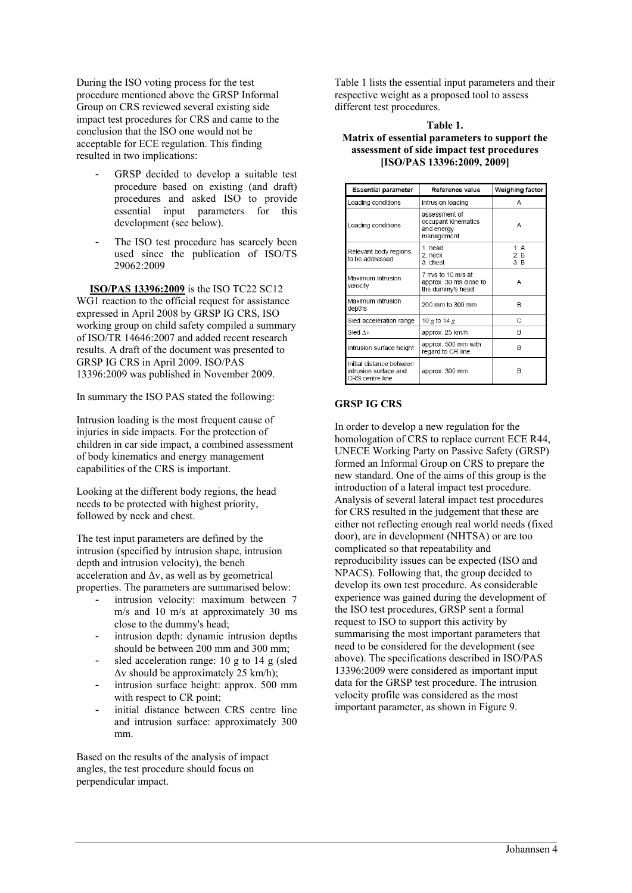During the ISO voting process for the test procedure mentioned above the GRSP Informal Group on CRS reviewed several existing side impact test procedures for CRS and came to the conclusion that the ISO one would not be acceptable for ECE regulation. This finding resulted in two implications:

- GRSP decided to develop a suitable test procedure based on existing (and draft) procedures and asked ISO to provide essential input parameters for this development (see below).
- The ISO test procedure has scarcely been used since the publication of ISO/TS 29062:2009

**ISO/PAS 13396:2009** is the ISO TC22 SC12 WG1 reaction to the official request for assistance expressed in April 2008 by GRSP IG CRS, ISO working group on child safety compiled a summary of ISO/TR 14646:2007 and added recent research results. A draft of the document was presented to GRSP IG CRS in April 2009. ISO/PAS 13396:2009 was published in November 2009.

In summary the ISO PAS stated the following:

Intrusion loading is the most frequent cause of injuries in side impacts. For the protection of children in car side impact, a combined assessment of body kinematics and energy management capabilities of the CRS is important.

Looking at the different body regions, the head needs to be protected with highest priority, followed by neck and chest.

The test input parameters are defined by the intrusion (specified by intrusion shape, intrusion depth and intrusion velocity), the bench acceleration and $\Delta v$, as well as by geometrical properties. The parameters are summarised below:

- intrusion velocity: maximum between 7 m/s and 10 m/s at approximately 30 ms close to the dummy's head;
- intrusion depth: dynamic intrusion depths should be between 200 mm and 300 mm;
- sled acceleration range: 10 g to 14 g (sled $\Delta v$ should be approximately 25 km/h);
- intrusion surface height: approx. 500 mm with respect to CR point;
- initial distance between CRS centre line and intrusion surface: approximately 300 mm.

Based on the results of the analysis of impact angles, the test procedure should focus on perpendicular impact.

Table 1 lists the essential input parameters and their respective weight as a proposed tool to assess different test procedures.

**Table 1.**
**Matrix of essential parameters to support the assessment of side impact test procedures [ISO/PAS 13396:2009, 2009]**

| Essential parameter | Reference value | Weighing factor |
|---|---|---|
| Loading conditions | intrusion loading | A |
| Loading conditions | assessment of occupant kinematics and energy management | A |
| Relevant body regions to be addressed | 1. head<br>2. neck<br>3. chest | 1: A<br>2: B<br>3: B |
| Maximum intrusion velocity | 7 m/s to 10 m/s at approx. 30 ms close to the dummy's head | A |
| Maximum intrusion depths | 200 mm to 300 mm | B |
| Sled acceleration range | 10 $g$ to 14 $g$ | C |
| Sled $\Delta v$ | approx. 25 km/h | B |
| Intrusion surface height | approx. 500 mm with regard to CR line | B |
| Initial distance between intrusion surface and CRS centre line | approx. 300 mm | B |

**GRSP IG CRS**

In order to develop a new regulation for the homologation of CRS to replace current ECE R44, UNECE Working Party on Passive Safety (GRSP) formed an Informal Group on CRS to prepare the new standard. One of the aims of this group is the introduction of a lateral impact test procedure. Analysis of several lateral impact test procedures for CRS resulted in the judgement that these are either not reflecting enough real world needs (fixed door), are in development (NHTSA) or are too complicated so that repeatability and reproducibility issues can be expected (ISO and NPACS). Following that, the group decided to develop its own test procedure. As considerable experience was gained during the development of the ISO test procedures, GRSP sent a formal request to ISO to support this activity by summarising the most important parameters that need to be considered for the development (see above). The specifications described in ISO/PAS 13396:2009 were considered as important input data for the GRSP test procedure. The intrusion velocity profile was considered as the most important parameter, as shown in Figure 9.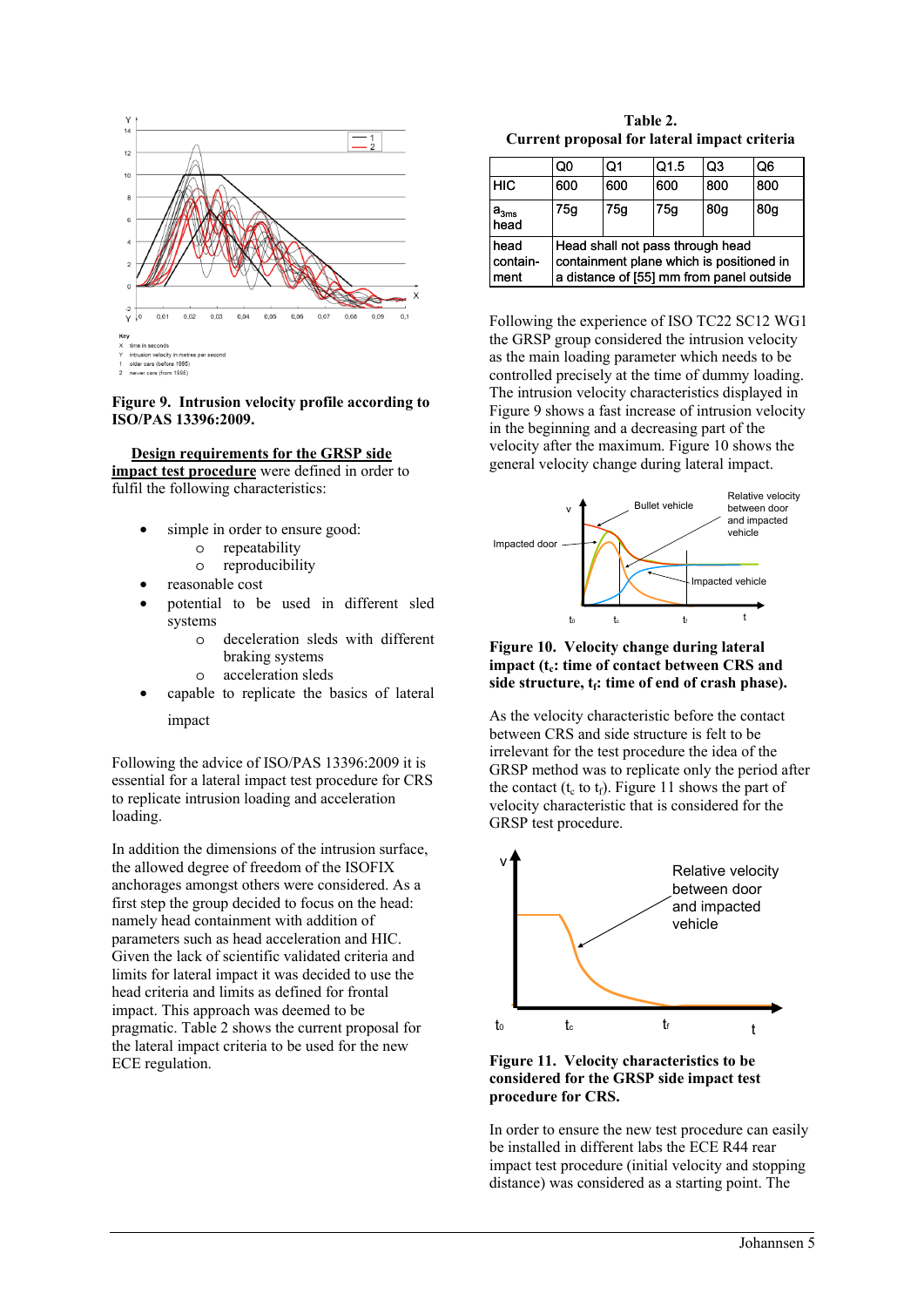**Figure 9. Intrusion velocity profile according to ISO/PAS 13396:2009.**

**Design requirements for the GRSP side impact test procedure** were defined in order to fulfil the following characteristics:

- simple in order to ensure good:
  - repeatability
  - reproducibility
- reasonable cost
- potential to be used in different sled systems
  - deceleration sleds with different braking systems
  - acceleration sleds
- capable to replicate the basics of lateral impact

Following the advice of ISO/PAS 13396:2009 it is essential for a lateral impact test procedure for CRS to replicate intrusion loading and acceleration loading.

In addition the dimensions of the intrusion surface, the allowed degree of freedom of the ISOFIX anchorages amongst others were considered. As a first step the group decided to focus on the head: namely head containment with addition of parameters such as head acceleration and HIC. Given the lack of scientific validated criteria and limits for lateral impact it was decided to use the head criteria and limits as defined for frontal impact. This approach was deemed to be pragmatic. Table 2 shows the current proposal for the lateral impact criteria to be used for the new ECE regulation.

**Table 2.**
**Current proposal for lateral impact criteria**

| | Q0 | Q1 | Q1.5 | Q3 | Q6 |
|---|---|---|---|---|---|
| HIC | 600 | 600 | 600 | 800 | 800 |
| $a_{3ms}$ head | 75g | 75g | 75g | 80g | 80g |
| head containment | Head shall not pass through head containment plane which is positioned in a distance of [55] mm from panel outside | | | | |

Following the experience of ISO TC22 SC12 WG1 the GRSP group considered the intrusion velocity as the main loading parameter which needs to be controlled precisely at the time of dummy loading. The intrusion velocity characteristics displayed in Figure 9 shows a fast increase of intrusion velocity in the beginning and a decreasing part of the velocity after the maximum. Figure 10 shows the general velocity change during lateral impact.

**Figure 10. Velocity change during lateral impact ($t_c$: time of contact between CRS and side structure, $t_f$: time of end of crash phase).**

As the velocity characteristic before the contact between CRS and side structure is felt to be irrelevant for the test procedure the idea of the GRSP method was to replicate only the period after the contact ($t_c$ to $t_f$). Figure 11 shows the part of velocity characteristic that is considered for the GRSP test procedure.

**Figure 11. Velocity characteristics to be considered for the GRSP side impact test procedure for CRS.**

In order to ensure the new test procedure can easily be installed in different labs the ECE R44 rear impact test procedure (initial velocity and stopping distance) was considered as a starting point. The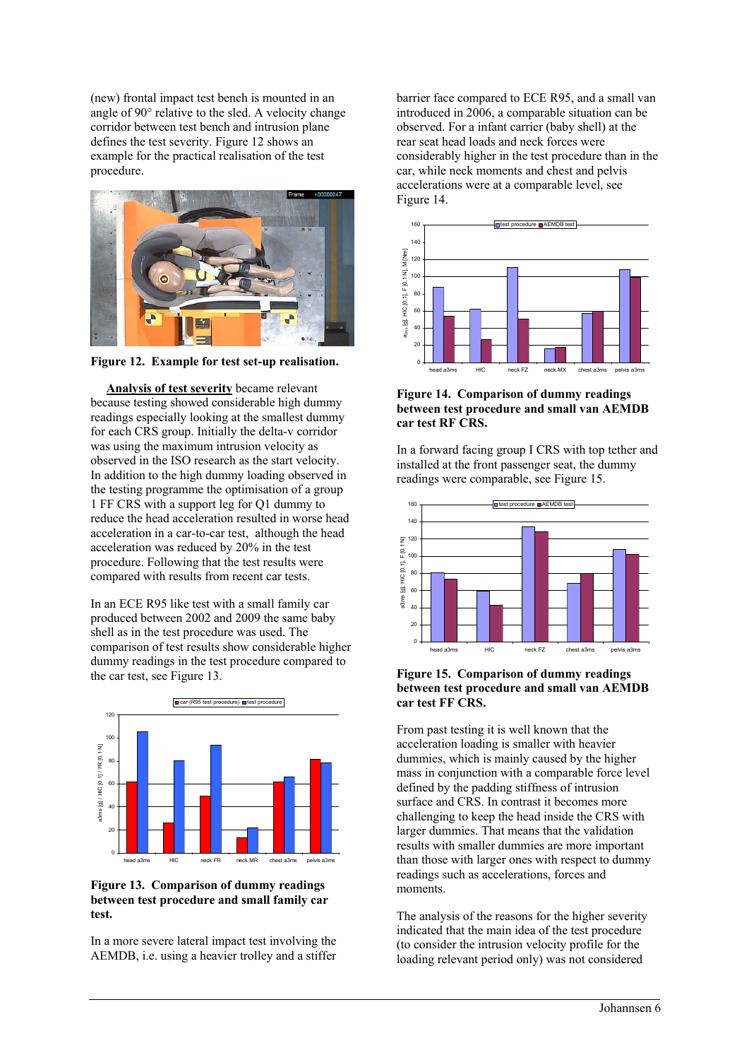(new) frontal impact test bench is mounted in an angle of 90° relative to the sled. A velocity change corridor between test bench and intrusion plane defines the test severity. Figure 12 shows an example for the practical realisation of the test procedure.

**Figure 12. Example for test set-up realisation.**

**Analysis of test severity** became relevant because testing showed considerable high dummy readings especially looking at the smallest dummy for each CRS group. Initially the delta-v corridor was using the maximum intrusion velocity as observed in the ISO research as the start velocity. In addition to the high dummy loading observed in the testing programme the optimisation of a group 1 FF CRS with a support leg for Q1 dummy to reduce the head acceleration resulted in worse head acceleration in a car-to-car test, although the head acceleration was reduced by 20% in the test procedure. Following that the test results were compared with results from recent car tests.

In an ECE R95 like test with a small family car produced between 2002 and 2009 the same baby shell as in the test procedure was used. The comparison of test results show considerable higher dummy readings in the test procedure compared to the car test, see Figure 13.

**Figure 13. Comparison of dummy readings between test procedure and small family car test.**

In a more severe lateral impact test involving the AEMDB, i.e. using a heavier trolley and a stiffer barrier face compared to ECE R95, and a small van introduced in 2006, a comparable situation can be observed. For a infant carrier (baby shell) at the rear seat head loads and neck forces were considerably higher in the test procedure than in the car, while neck moments and chest and pelvis accelerations were at a comparable level, see Figure 14.

**Figure 14. Comparison of dummy readings between test procedure and small van AEMDB car test RF CRS.**

In a forward facing group I CRS with top tether and installed at the front passenger seat, the dummy readings were comparable, see Figure 15.

**Figure 15. Comparison of dummy readings between test procedure and small van AEMDB car test FF CRS.**

From past testing it is well known that the acceleration loading is smaller with heavier dummies, which is mainly caused by the higher mass in conjunction with a comparable force level defined by the padding stiffness of intrusion surface and CRS. In contrast it becomes more challenging to keep the head inside the CRS with larger dummies. That means that the validation results with smaller dummies are more important than those with larger ones with respect to dummy readings such as accelerations, forces and moments.

The analysis of the reasons for the higher severity indicated that the main idea of the test procedure (to consider the intrusion velocity profile for the loading relevant period only) was not considered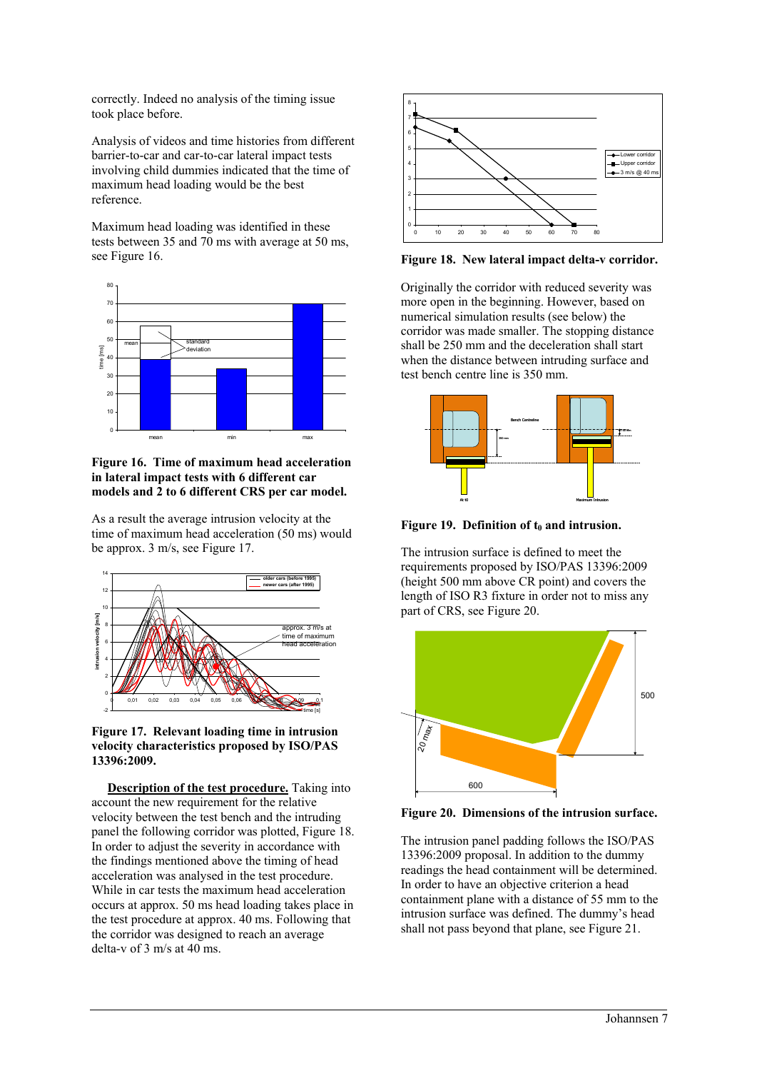correctly. Indeed no analysis of the timing issue took place before.

Analysis of videos and time histories from different barrier-to-car and car-to-car lateral impact tests involving child dummies indicated that the time of maximum head loading would be the best reference.

Maximum head loading was identified in these tests between 35 and 70 ms with average at 50 ms, see Figure 16.

**Figure 16. Time of maximum head acceleration in lateral impact tests with 6 different car models and 2 to 6 different CRS per car model.**

As a result the average intrusion velocity at the time of maximum head acceleration (50 ms) would be approx. 3 m/s, see Figure 17.

**Figure 17. Relevant loading time in intrusion velocity characteristics proposed by ISO/PAS 13396:2009.**

**Description of the test procedure.** Taking into account the new requirement for the relative velocity between the test bench and the intruding panel the following corridor was plotted, Figure 18. In order to adjust the severity in accordance with the findings mentioned above the timing of head acceleration was analysed in the test procedure. While in car tests the maximum head acceleration occurs at approx. 50 ms head loading takes place in the test procedure at approx. 40 ms. Following that the corridor was designed to reach an average delta-v of 3 m/s at 40 ms.

**Figure 18. New lateral impact delta-v corridor.**

Originally the corridor with reduced severity was more open in the beginning. However, based on numerical simulation results (see below) the corridor was made smaller. The stopping distance shall be 250 mm and the deceleration shall start when the distance between intruding surface and test bench centre line is 350 mm.

**Figure 19. Definition of $t_0$ and intrusion.**

The intrusion surface is defined to meet the requirements proposed by ISO/PAS 13396:2009 (height 500 mm above CR point) and covers the length of ISO R3 fixture in order not to miss any part of CRS, see Figure 20.

**Figure 20. Dimensions of the intrusion surface.**

The intrusion panel padding follows the ISO/PAS 13396:2009 proposal. In addition to the dummy readings the head containment will be determined. In order to have an objective criterion a head containment plane with a distance of 55 mm to the intrusion surface was defined. The dummy's head shall not pass beyond that plane, see Figure 21.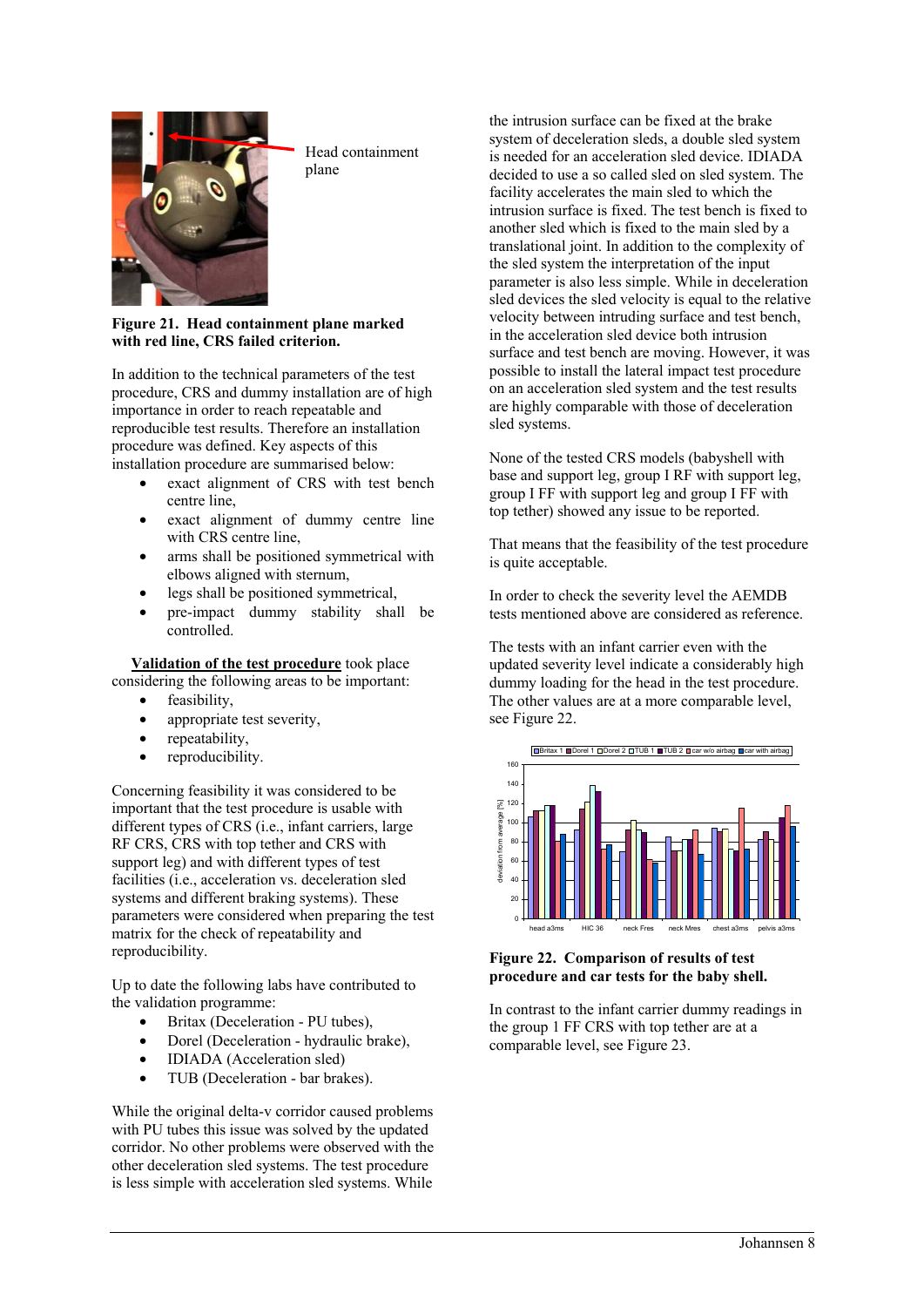Head containment plane

**Figure 21. Head containment plane marked with red line, CRS failed criterion.**

In addition to the technical parameters of the test procedure, CRS and dummy installation are of high importance in order to reach repeatable and reproducible test results. Therefore an installation procedure was defined. Key aspects of this installation procedure are summarised below:

- exact alignment of CRS with test bench centre line,
- exact alignment of dummy centre line with CRS centre line,
- arms shall be positioned symmetrical with elbows aligned with sternum,
- legs shall be positioned symmetrical,
- pre-impact dummy stability shall be controlled.

**Validation of the test procedure** took place considering the following areas to be important:

- feasibility,
- appropriate test severity,
- repeatability,
- reproducibility.

Concerning feasibility it was considered to be important that the test procedure is usable with different types of CRS (i.e., infant carriers, large RF CRS, CRS with top tether and CRS with support leg) and with different types of test facilities (i.e., acceleration vs. deceleration sled systems and different braking systems). These parameters were considered when preparing the test matrix for the check of repeatability and reproducibility.

Up to date the following labs have contributed to the validation programme:

- Britax (Deceleration - PU tubes),
- Dorel (Deceleration - hydraulic brake),
- IDIADA (Acceleration sled)
- TUB (Deceleration - bar brakes).

While the original delta-v corridor caused problems with PU tubes this issue was solved by the updated corridor. No other problems were observed with the other deceleration sled systems. The test procedure is less simple with acceleration sled systems. While the intrusion surface can be fixed at the brake system of deceleration sleds, a double sled system is needed for an acceleration sled device. IDIADA decided to use a so called sled on sled system. The facility accelerates the main sled to which the intrusion surface is fixed. The test bench is fixed to another sled which is fixed to the main sled by a translational joint. In addition to the complexity of the sled system the interpretation of the input parameter is also less simple. While in deceleration sled devices the sled velocity is equal to the relative velocity between intruding surface and test bench, in the acceleration sled device both intrusion surface and test bench are moving. However, it was possible to install the lateral impact test procedure on an acceleration sled system and the test results are highly comparable with those of deceleration sled systems.

None of the tested CRS models (babyshell with base and support leg, group I RF with support leg, group I FF with support leg and group I FF with top tether) showed any issue to be reported.

That means that the feasibility of the test procedure is quite acceptable.

In order to check the severity level the AEMDB tests mentioned above are considered as reference.

The tests with an infant carrier even with the updated severity level indicate a considerably high dummy loading for the head in the test procedure. The other values are at a more comparable level, see Figure 22.

**Figure 22. Comparison of results of test procedure and car tests for the baby shell.**

In contrast to the infant carrier dummy readings in the group 1 FF CRS with top tether are at a comparable level, see Figure 23.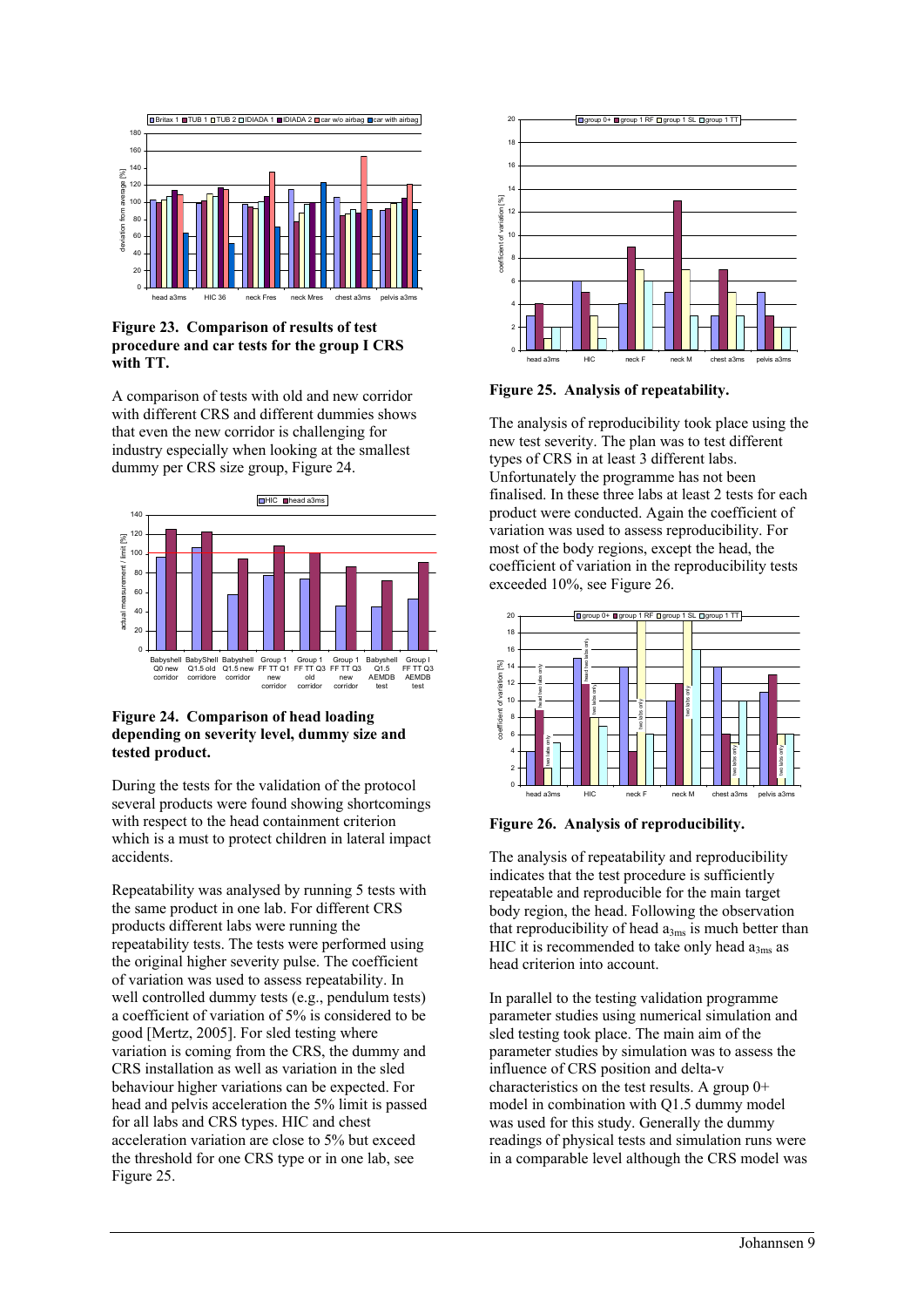**Figure 23. Comparison of results of test procedure and car tests for the group I CRS with TT.**

A comparison of tests with old and new corridor with different CRS and different dummies shows that even the new corridor is challenging for industry especially when looking at the smallest dummy per CRS size group, Figure 24.

**Figure 24. Comparison of head loading depending on severity level, dummy size and tested product.**

During the tests for the validation of the protocol several products were found showing shortcomings with respect to the head containment criterion which is a must to protect children in lateral impact accidents.

Repeatability was analysed by running 5 tests with the same product in one lab. For different CRS products different labs were running the repeatability tests. The tests were performed using the original higher severity pulse. The coefficient of variation was used to assess repeatability. In well controlled dummy tests (e.g., pendulum tests) a coefficient of variation of 5% is considered to be good [Mertz, 2005]. For sled testing where variation is coming from the CRS, the dummy and CRS installation as well as variation in the sled behaviour higher variations can be expected. For head and pelvis acceleration the 5% limit is passed for all labs and CRS types. HIC and chest acceleration variation are close to 5% but exceed the threshold for one CRS type or in one lab, see Figure 25.

**Figure 25. Analysis of repeatability.**

The analysis of reproducibility took place using the new test severity. The plan was to test different types of CRS in at least 3 different labs. Unfortunately the programme has not been finalised. In these three labs at least 2 tests for each product were conducted. Again the coefficient of variation was used to assess reproducibility. For most of the body regions, except the head, the coefficient of variation in the reproducibility tests exceeded 10%, see Figure 26.

**Figure 26. Analysis of reproducibility.**

The analysis of repeatability and reproducibility indicates that the test procedure is sufficiently repeatable and reproducible for the main target body region, the head. Following the observation that reproducibility of head $a_{3ms}$ is much better than HIC it is recommended to take only head $a_{3ms}$ as head criterion into account.

In parallel to the testing validation programme parameter studies using numerical simulation and sled testing took place. The main aim of the parameter studies by simulation was to assess the influence of CRS position and delta-v characteristics on the test results. A group 0+ model in combination with Q1.5 dummy model was used for this study. Generally the dummy readings of physical tests and simulation runs were in a comparable level although the CRS model was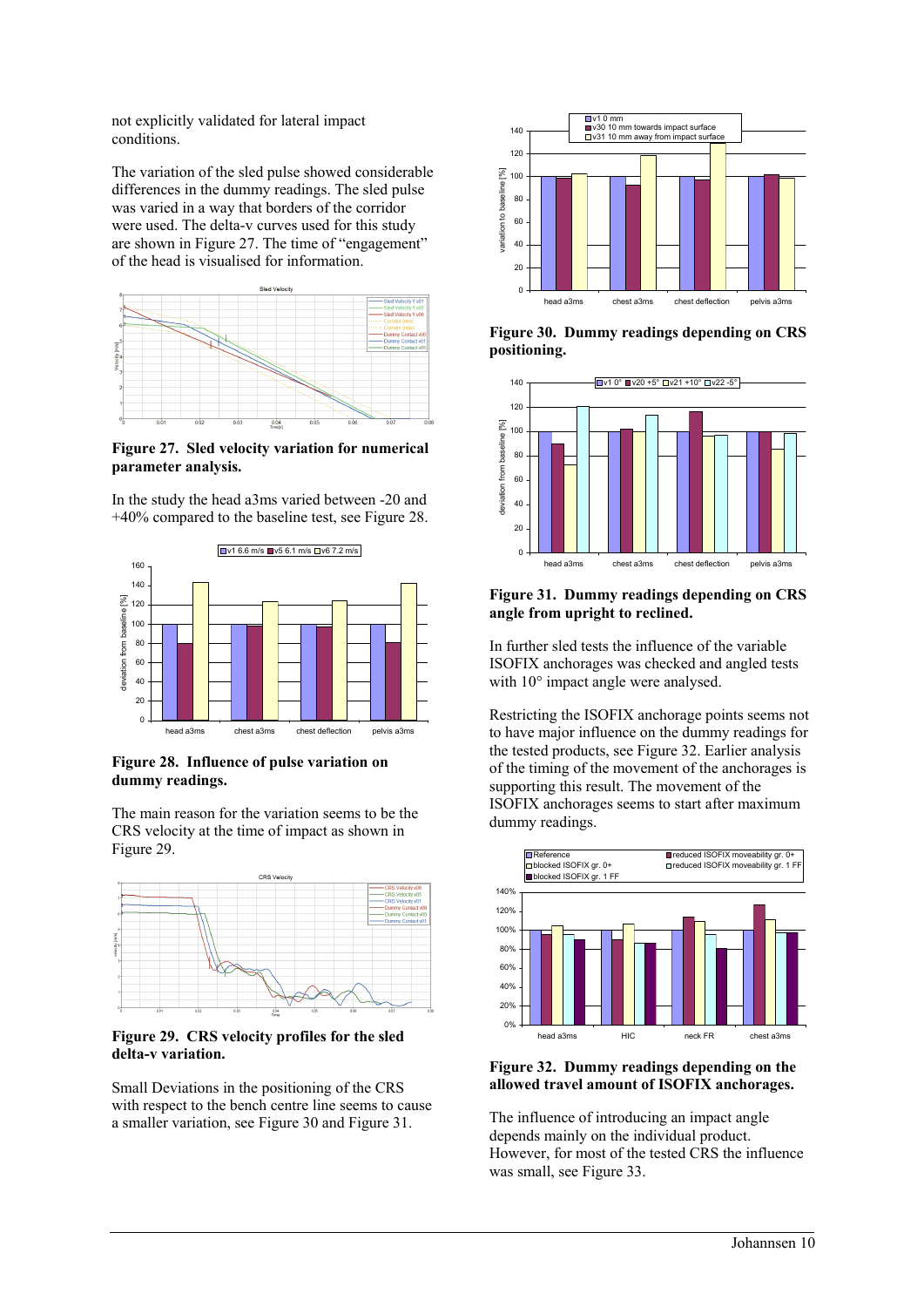not explicitly validated for lateral impact conditions.

The variation of the sled pulse showed considerable differences in the dummy readings. The sled pulse was varied in a way that borders of the corridor were used. The delta-v curves used for this study are shown in Figure 27. The time of "engagement" of the head is visualised for information.

**Figure 27. Sled velocity variation for numerical parameter analysis.**

In the study the head a3ms varied between -20 and +40% compared to the baseline test, see Figure 28.

**Figure 28. Influence of pulse variation on dummy readings.**

The main reason for the variation seems to be the CRS velocity at the time of impact as shown in Figure 29.

**Figure 29. CRS velocity profiles for the sled delta-v variation.**

Small Deviations in the positioning of the CRS with respect to the bench centre line seems to cause a smaller variation, see Figure 30 and Figure 31.

**Figure 30. Dummy readings depending on CRS positioning.**

**Figure 31. Dummy readings depending on CRS angle from upright to reclined.**

In further sled tests the influence of the variable ISOFIX anchorages was checked and angled tests with 10° impact angle were analysed.

Restricting the ISOFIX anchorage points seems not to have major influence on the dummy readings for the tested products, see Figure 32. Earlier analysis of the timing of the movement of the anchorages is supporting this result. The movement of the ISOFIX anchorages seems to start after maximum dummy readings.

**Figure 32. Dummy readings depending on the allowed travel amount of ISOFIX anchorages.**

The influence of introducing an impact angle depends mainly on the individual product. However, for most of the tested CRS the influence was small, see Figure 33.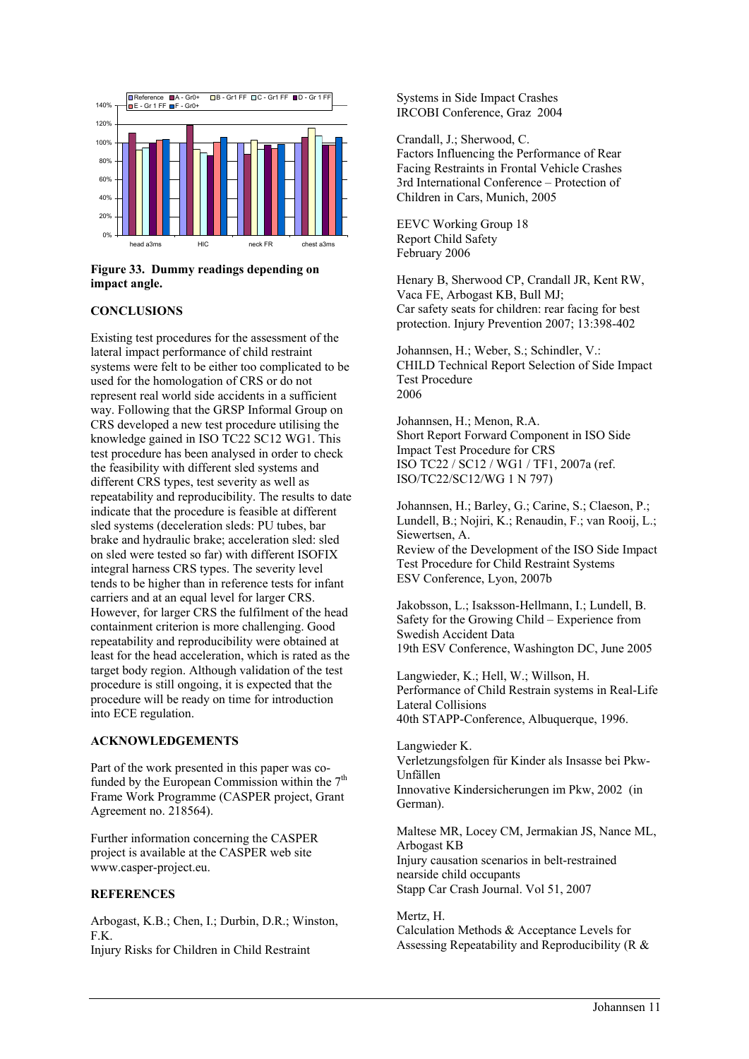**Figure 33. Dummy readings depending on impact angle.**

## CONCLUSIONS

Existing test procedures for the assessment of the lateral impact performance of child restraint systems were felt to be either too complicated to be used for the homologation of CRS or do not represent real world side accidents in a sufficient way. Following that the GRSP Informal Group on CRS developed a new test procedure utilising the knowledge gained in ISO TC22 SC12 WG1. This test procedure has been analysed in order to check the feasibility with different sled systems and different CRS types, test severity as well as repeatability and reproducibility. The results to date indicate that the procedure is feasible at different sled systems (deceleration sleds: PU tubes, bar brake and hydraulic brake; acceleration sled: sled on sled were tested so far) with different ISOFIX integral harness CRS types. The severity level tends to be higher than in reference tests for infant carriers and at an equal level for larger CRS. However, for larger CRS the fulfilment of the head containment criterion is more challenging. Good repeatability and reproducibility were obtained at least for the head acceleration, which is rated as the target body region. Although validation of the test procedure is still ongoing, it is expected that the procedure will be ready on time for introduction into ECE regulation.

## ACKNOWLEDGEMENTS

Part of the work presented in this paper was co-funded by the European Commission within the 7th Frame Work Programme (CASPER project, Grant Agreement no. 218564).

Further information concerning the CASPER project is available at the CASPER web site www.casper-project.eu.

## REFERENCES

Arbogast, K.B.; Chen, I.; Durbin, D.R.; Winston, F.K.
Injury Risks for Children in Child Restraint Systems in Side Impact Crashes
IRCOBI Conference, Graz 2004

Crandall, J.; Sherwood, C.
Factors Influencing the Performance of Rear Facing Restraints in Frontal Vehicle Crashes
3rd International Conference – Protection of Children in Cars, Munich, 2005

EEVC Working Group 18
Report Child Safety
February 2006

Henary B, Sherwood CP, Crandall JR, Kent RW, Vaca FE, Arbogast KB, Bull MJ;
Car safety seats for children: rear facing for best protection. Injury Prevention 2007; 13:398-402

Johannsen, H.; Weber, S.; Schindler, V.:
CHILD Technical Report Selection of Side Impact Test Procedure
2006

Johannsen, H.; Menon, R.A.
Short Report Forward Component in ISO Side Impact Test Procedure for CRS
ISO TC22 / SC12 / WG1 / TF1, 2007a (ref. ISO/TC22/SC12/WG 1 N 797)

Johannsen, H.; Barley, G.; Carine, S.; Claeson, P.; Lundell, B.; Nojiri, K.; Renaudin, F.; van Rooij, L.; Siewertsen, A.
Review of the Development of the ISO Side Impact Test Procedure for Child Restraint Systems
ESV Conference, Lyon, 2007b

Jakobsson, L.; Isaksson-Hellmann, I.; Lundell, B.
Safety for the Growing Child – Experience from Swedish Accident Data
19th ESV Conference, Washington DC, June 2005

Langwieder, K.; Hell, W.; Willson, H.
Performance of Child Restrain systems in Real-Life Lateral Collisions
40th STAPP-Conference, Albuquerque, 1996.

Langwieder K.
Verletzungsfolgen für Kinder als Insasse bei Pkw-Unfällen
Innovative Kindersicherungen im Pkw, 2002 (in German).

Maltese MR, Locey CM, Jermakian JS, Nance ML, Arbogast KB
Injury causation scenarios in belt-restrained nearside child occupants
Stapp Car Crash Journal. Vol 51, 2007

Mertz, H.
Calculation Methods & Acceptance Levels for Assessing Repeatability and Reproducibility (R &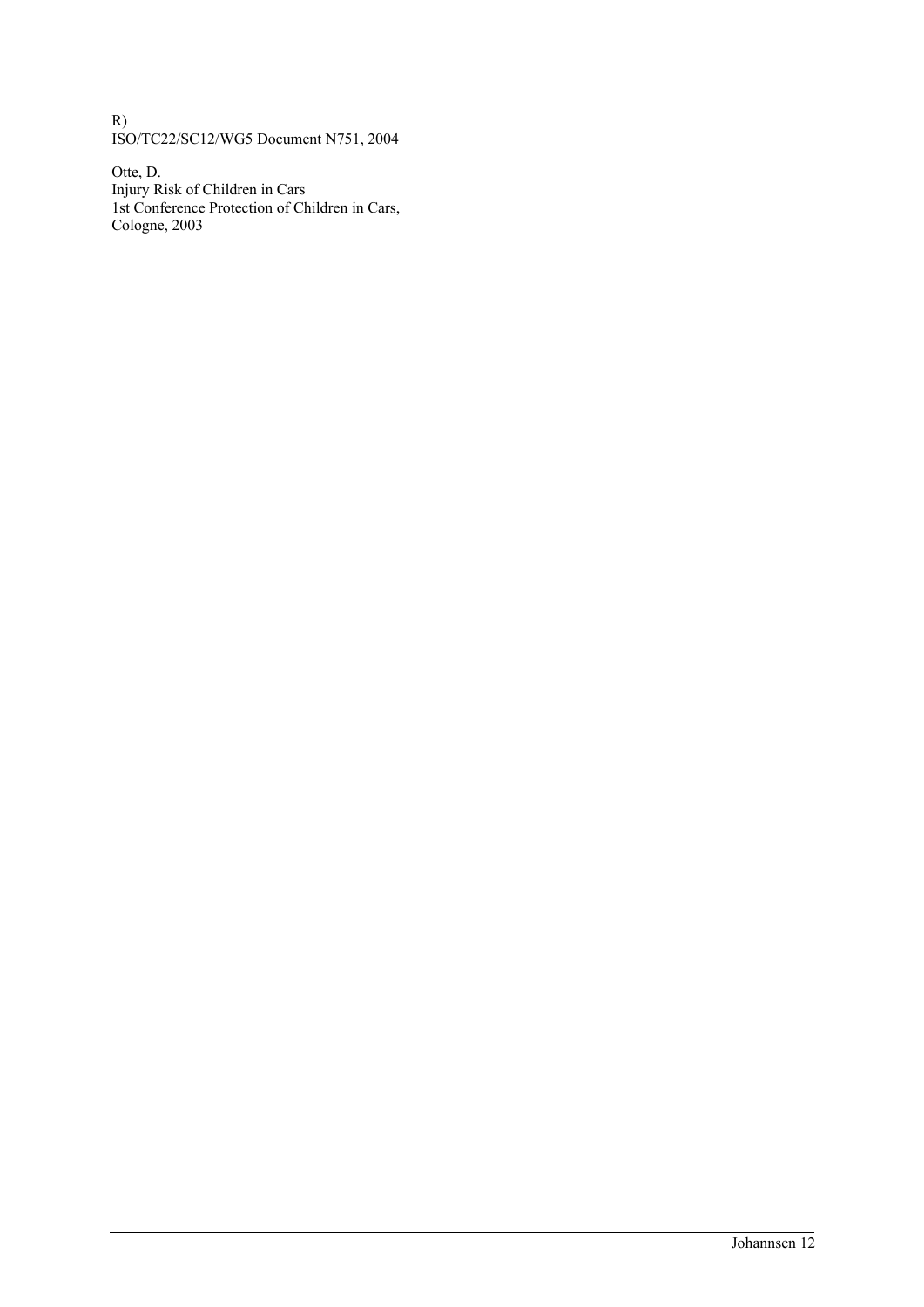R)
ISO/TC22/SC12/WG5 Document N751, 2004

Otte, D.
Injury Risk of Children in Cars
1st Conference Protection of Children in Cars,
Cologne, 2003